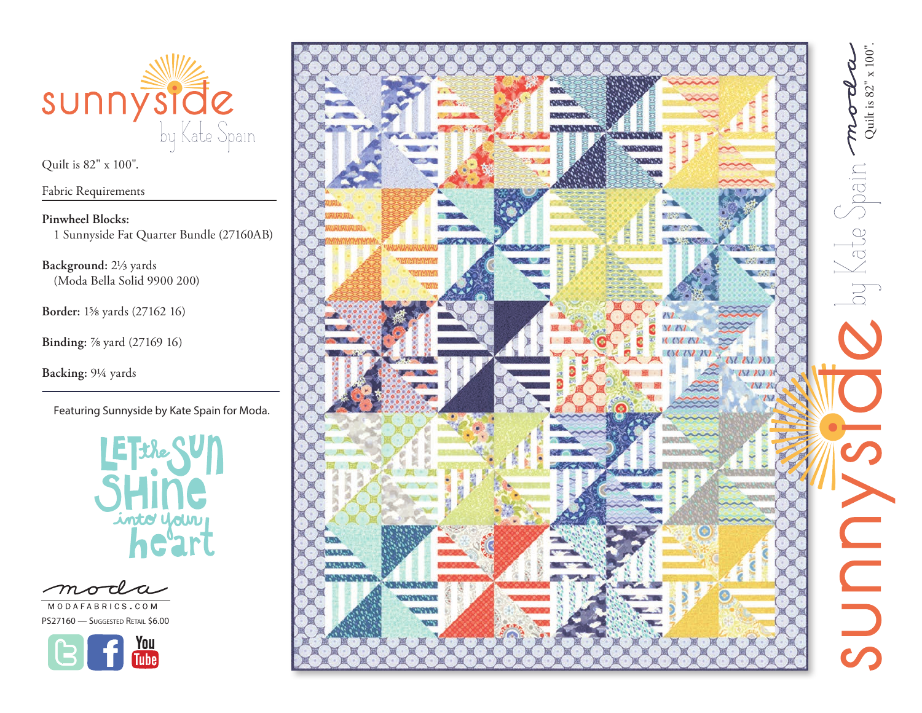# sunnyside

by Kate Spain

Quilt is 82" x 100".

## Fabric Requirements

**Pinwheel Blocks:**
1 Sunnyside Fat Quarter Bundle (27160AB)

**Background:** 2⅓ yards
(Moda Bella Solid 9900 200)

**Border:** 1⅝ yards (27162 16)

**Binding:** ⅞ yard (27169 16)

**Backing:** 9¼ yards

Featuring Sunnyside by Kate Spain for Moda.

LET the SUN SHINE into your heart

moda
MODAFABRICS.COM

PS27160 — Suggested Retail $6.00

sunnyside by Kate Spain — moda — Quilt is 82" x 100".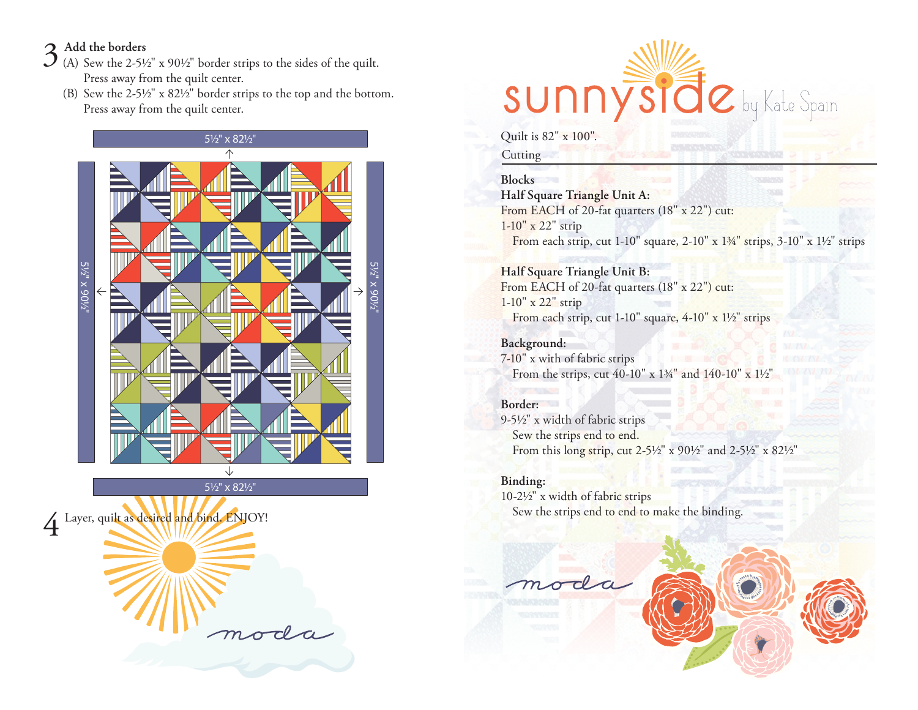## 3 Add the borders

(A) Sew the 2-5½" x 90½" border strips to the sides of the quilt. Press away from the quilt center.

(B) Sew the 2-5½" x 82½" border strips to the top and the bottom. Press away from the quilt center.

5½" x 82½"

5½" x 90½"

5½" x 90½"

5½" x 82½"

## 4 Layer, quilt as desired and bind. ENJOY!

moda

# sunnyside by Kate Spain

Quilt is 82" x 100".

## Cutting

**Blocks**

**Half Square Triangle Unit A:**

From EACH of 20-fat quarters (18" x 22") cut:

1-10" x 22" strip

From each strip, cut 1-10" square, 2-10" x 1¾" strips, 3-10" x 1½" strips

**Half Square Triangle Unit B:**

From EACH of 20-fat quarters (18" x 22") cut:

1-10" x 22" strip

From each strip, cut 1-10" square, 4-10" x 1½" strips

**Background:**

7-10" x with of fabric strips

From the strips, cut 40-10" x 1¾" and 140-10" x 1½"

**Border:**

9-5½" x width of fabric strips

Sew the strips end to end.

From this long strip, cut 2-5½" x 90½" and 2-5½" x 82½"

**Binding:**

10-2½" x width of fabric strips

Sew the strips end to end to make the binding.

moda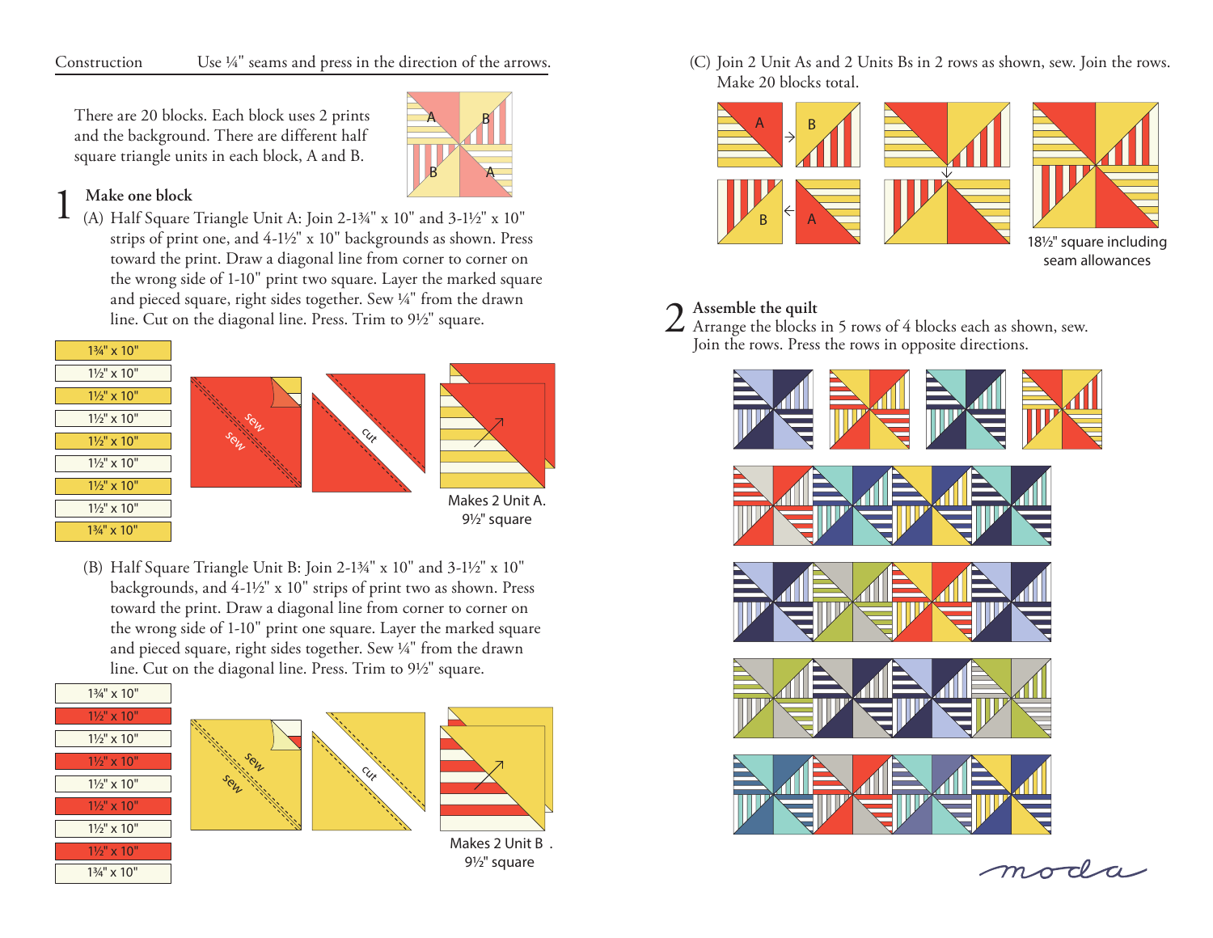## Construction

Use ¼" seams and press in the direction of the arrows.

There are 20 blocks. Each block uses 2 prints and the background. There are different half square triangle units in each block, A and B.

A B
B A

### 1 Make one block

(A) Half Square Triangle Unit A: Join 2-1¾" x 10" and 3-1½" x 10" strips of print one, and 4-1½" x 10" backgrounds as shown. Press toward the print. Draw a diagonal line from corner to corner on the wrong side of 1-10" print two square. Layer the marked square and pieced square, right sides together. Sew ¼" from the drawn line. Cut on the diagonal line. Press. Trim to 9½" square.

1¾" x 10"
1½" x 10"
1½" x 10"
1½" x 10"
1½" x 10"
1½" x 10"
1½" x 10"
1½" x 10"
1¾" x 10"

sew
sew
cut

Makes 2 Unit A.
9½" square

(B) Half Square Triangle Unit B: Join 2-1¾" x 10" and 3-1½" x 10" backgrounds, and 4-1½" x 10" strips of print two as shown. Press toward the print. Draw a diagonal line from corner to corner on the wrong side of 1-10" print one square. Layer the marked square and pieced square, right sides together. Sew ¼" from the drawn line. Cut on the diagonal line. Press. Trim to 9½" square.

1¾" x 10"
1½" x 10"
1½" x 10"
1½" x 10"
1½" x 10"
1½" x 10"
1½" x 10"
1½" x 10"
1¾" x 10"

sew
sew
cut

Makes 2 Unit B .
9½" square

(C) Join 2 Unit As and 2 Units Bs in 2 rows as shown, sew. Join the rows. Make 20 blocks total.

A B
B A

18½" square including seam allowances

### 2 Assemble the quilt

Arrange the blocks in 5 rows of 4 blocks each as shown, sew. Join the rows. Press the rows in opposite directions.